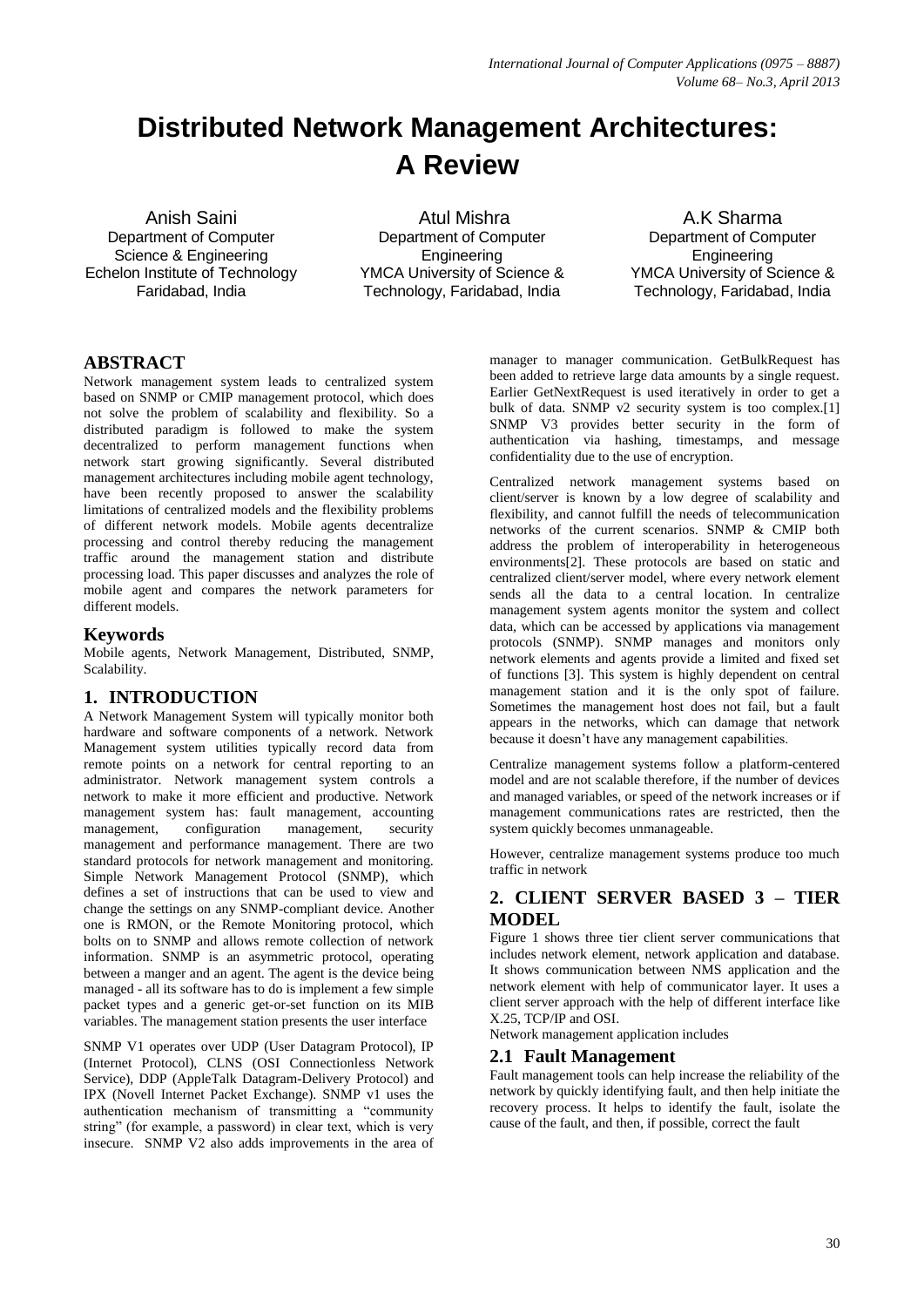# Distributed Network Management Architectures: A Review

Anish Saini
Department of Computer Science & Engineering
Echelon Institute of Technology
Faridabad, India

Atul Mishra
Department of Computer Engineering
YMCA University of Science & Technology, Faridabad, India

A.K Sharma
Department of Computer Engineering
YMCA University of Science & Technology, Faridabad, India

## ABSTRACT

Network management system leads to centralized system based on SNMP or CMIP management protocol, which does not solve the problem of scalability and flexibility. So a distributed paradigm is followed to make the system decentralized to perform management functions when network start growing significantly. Several distributed management architectures including mobile agent technology, have been recently proposed to answer the scalability limitations of centralized models and the flexibility problems of different network models. Mobile agents decentralize processing and control thereby reducing the management traffic around the management station and distribute processing load. This paper discusses and analyzes the role of mobile agent and compares the network parameters for different models.

## Keywords

Mobile agents, Network Management, Distributed, SNMP, Scalability.

## 1. INTRODUCTION

A Network Management System will typically monitor both hardware and software components of a network. Network Management system utilities typically record data from remote points on a network for central reporting to an administrator. Network management system controls a network to make it more efficient and productive. Network management system has: fault management, accounting management, configuration management, security management and performance management. There are two standard protocols for network management and monitoring. Simple Network Management Protocol (SNMP), which defines a set of instructions that can be used to view and change the settings on any SNMP-compliant device. Another one is RMON, or the Remote Monitoring protocol, which bolts on to SNMP and allows remote collection of network information. SNMP is an asymmetric protocol, operating between a manger and an agent. The agent is the device being managed - all its software has to do is implement a few simple packet types and a generic get-or-set function on its MIB variables. The management station presents the user interface

SNMP V1 operates over UDP (User Datagram Protocol), IP (Internet Protocol), CLNS (OSI Connectionless Network Service), DDP (AppleTalk Datagram-Delivery Protocol) and IPX (Novell Internet Packet Exchange). SNMP v1 uses the authentication mechanism of transmitting a "community string" (for example, a password) in clear text, which is very insecure. SNMP V2 also adds improvements in the area of manager to manager communication. GetBulkRequest has been added to retrieve large data amounts by a single request. Earlier GetNextRequest is used iteratively in order to get a bulk of data. SNMP v2 security system is too complex.[1] SNMP V3 provides better security in the form of authentication via hashing, timestamps, and message confidentiality due to the use of encryption.

Centralized network management systems based on client/server is known by a low degree of scalability and flexibility, and cannot fulfill the needs of telecommunication networks of the current scenarios. SNMP & CMIP both address the problem of interoperability in heterogeneous environments[2]. These protocols are based on static and centralized client/server model, where every network element sends all the data to a central location. In centralize management system agents monitor the system and collect data, which can be accessed by applications via management protocols (SNMP). SNMP manages and monitors only network elements and agents provide a limited and fixed set of functions [3]. This system is highly dependent on central management station and it is the only spot of failure. Sometimes the management host does not fail, but a fault appears in the networks, which can damage that network because it doesn't have any management capabilities.

Centralize management systems follow a platform-centered model and are not scalable therefore, if the number of devices and managed variables, or speed of the network increases or if management communications rates are restricted, then the system quickly becomes unmanageable.

However, centralize management systems produce too much traffic in network

## 2. CLIENT SERVER BASED 3 – TIER MODEL

Figure 1 shows three tier client server communications that includes network element, network application and database. It shows communication between NMS application and the network element with help of communicator layer. It uses a client server approach with the help of different interface like X.25, TCP/IP and OSI.

Network management application includes

### 2.1 Fault Management

Fault management tools can help increase the reliability of the network by quickly identifying fault, and then help initiate the recovery process. It helps to identify the fault, isolate the cause of the fault, and then, if possible, correct the fault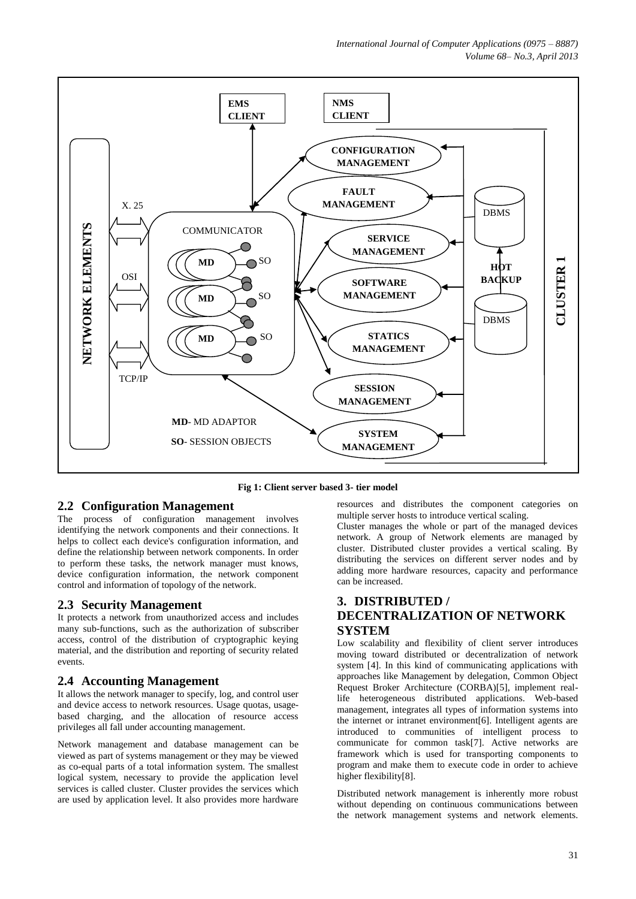Fig 1: Client server based 3- tier model

## 2.2 Configuration Management

The process of configuration management involves identifying the network components and their connections. It helps to collect each device's configuration information, and define the relationship between network components. In order to perform these tasks, the network manager must knows, device configuration information, the network component control and information of topology of the network.

## 2.3 Security Management

It protects a network from unauthorized access and includes many sub-functions, such as the authorization of subscriber access, control of the distribution of cryptographic keying material, and the distribution and reporting of security related events.

## 2.4 Accounting Management

It allows the network manager to specify, log, and control user and device access to network resources. Usage quotas, usage-based charging, and the allocation of resource access privileges all fall under accounting management.

Network management and database management can be viewed as part of systems management or they may be viewed as co-equal parts of a total information system. The smallest logical system, necessary to provide the application level services is called cluster. Cluster provides the services which are used by application level. It also provides more hardware resources and distributes the component categories on multiple server hosts to introduce vertical scaling.

Cluster manages the whole or part of the managed devices network. A group of Network elements are managed by cluster. Distributed cluster provides a vertical scaling. By distributing the services on different server nodes and by adding more hardware resources, capacity and performance can be increased.

# 3. DISTRIBUTED / DECENTRALIZATION OF NETWORK SYSTEM

Low scalability and flexibility of client server introduces moving toward distributed or decentralization of network system [4]. In this kind of communicating applications with approaches like Management by delegation, Common Object Request Broker Architecture (CORBA)[5], implement real-life heterogeneous distributed applications. Web-based management, integrates all types of information systems into the internet or intranet environment[6]. Intelligent agents are introduced to communities of intelligent process to communicate for common task[7]. Active networks are framework which is used for transporting components to program and make them to execute code in order to achieve higher flexibility[8].

Distributed network management is inherently more robust without depending on continuous communications between the network management systems and network elements.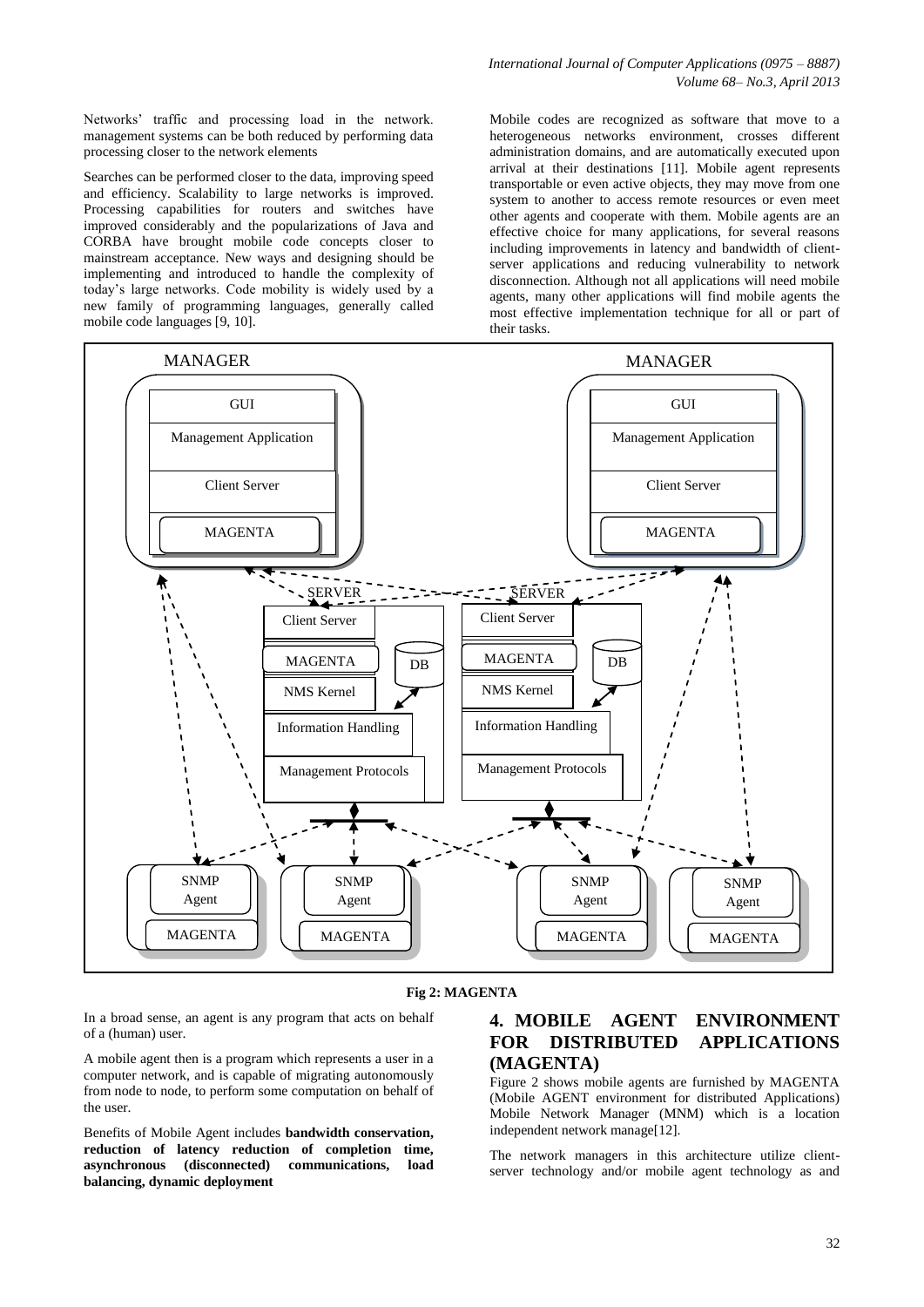Networks' traffic and processing load in the network. management systems can be both reduced by performing data processing closer to the network elements

Searches can be performed closer to the data, improving speed and efficiency. Scalability to large networks is improved. Processing capabilities for routers and switches have improved considerably and the popularizations of Java and CORBA have brought mobile code concepts closer to mainstream acceptance. New ways and designing should be implementing and introduced to handle the complexity of today's large networks. Code mobility is widely used by a new family of programming languages, generally called mobile code languages [9, 10].

Mobile codes are recognized as software that move to a heterogeneous networks environment, crosses different administration domains, and are automatically executed upon arrival at their destinations [11]. Mobile agent represents transportable or even active objects, they may move from one system to another to access remote resources or even meet other agents and cooperate with them. Mobile agents are an effective choice for many applications, for several reasons including improvements in latency and bandwidth of client-server applications and reducing vulnerability to network disconnection. Although not all applications will need mobile agents, many other applications will find mobile agents the most effective implementation technique for all or part of their tasks.

**Fig 2: MAGENTA**

In a broad sense, an agent is any program that acts on behalf of a (human) user.

A mobile agent then is a program which represents a user in a computer network, and is capable of migrating autonomously from node to node, to perform some computation on behalf of the user.

Benefits of Mobile Agent includes **bandwidth conservation, reduction of latency reduction of completion time, asynchronous (disconnected) communications, load balancing, dynamic deployment**

## 4. MOBILE AGENT ENVIRONMENT FOR DISTRIBUTED APPLICATIONS (MAGENTA)

Figure 2 shows mobile agents are furnished by MAGENTA (Mobile AGENT environment for distributed Applications) Mobile Network Manager (MNM) which is a location independent network manage[12].

The network managers in this architecture utilize client-server technology and/or mobile agent technology as and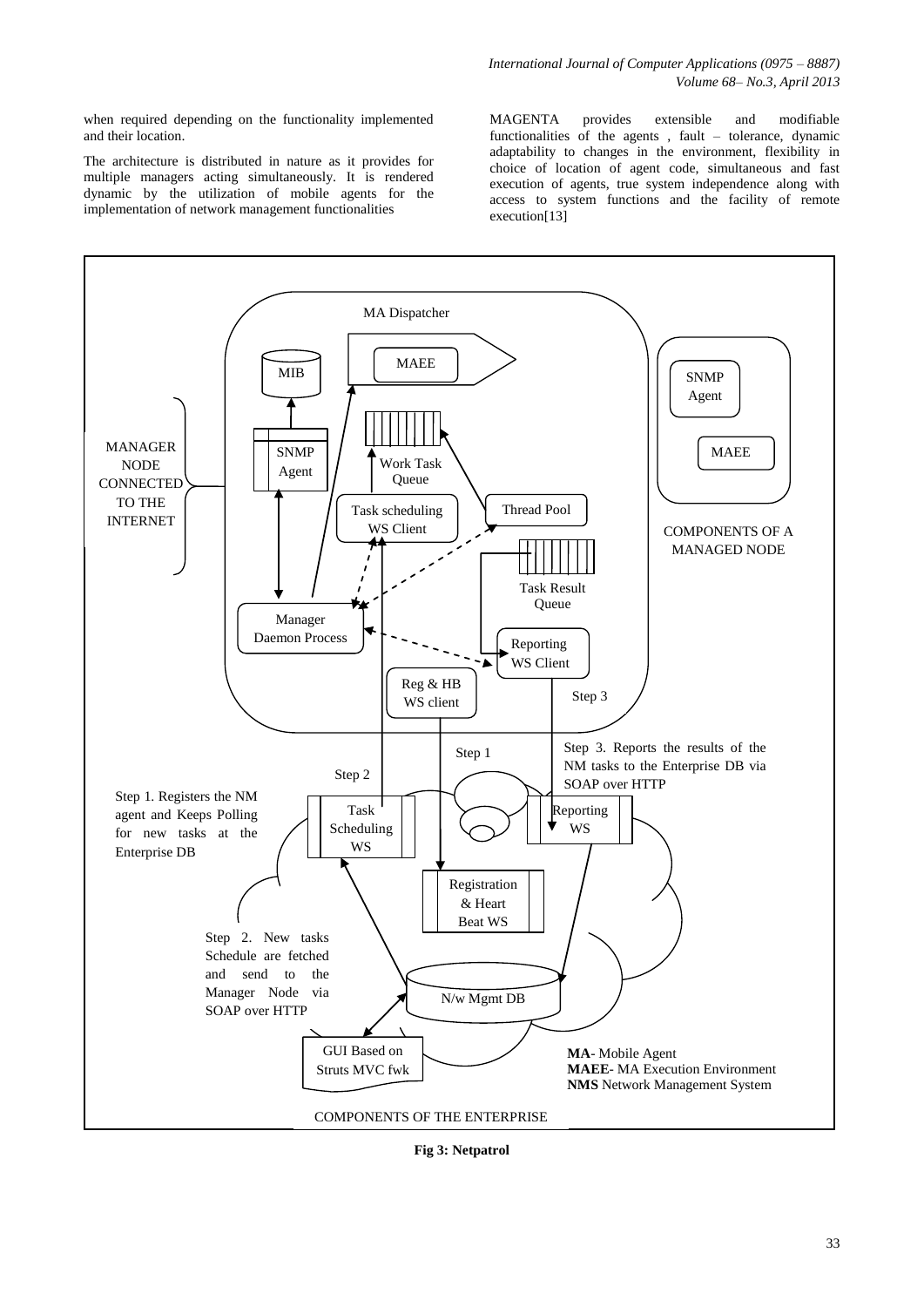when required depending on the functionality implemented and their location.

The architecture is distributed in nature as it provides for multiple managers acting simultaneously. It is rendered dynamic by the utilization of mobile agents for the implementation of network management functionalities

MAGENTA provides extensible and modifiable functionalities of the agents , fault – tolerance, dynamic adaptability to changes in the environment, flexibility in choice of location of agent code, simultaneous and fast execution of agents, true system independence along with access to system functions and the facility of remote execution[13]

MA Dispatcher

MAEE

MIB

SNMP Agent

Work Task Queue

Task scheduling WS Client

Thread Pool

Task Result Queue

Manager Daemon Process

Reporting WS Client

Reg & HB WS client

Step 3

MANAGER NODE CONNECTED TO THE INTERNET

SNMP Agent

MAEE

COMPONENTS OF A MANAGED NODE

Step 1

Step 2

Step 3. Reports the results of the NM tasks to the Enterprise DB via SOAP over HTTP

Step 1. Registers the NM agent and Keeps Polling for new tasks at the Enterprise DB

Task Scheduling WS

Reporting WS

Registration & Heart Beat WS

Step 2. New tasks Schedule are fetched and send to the Manager Node via SOAP over HTTP

N/w Mgmt DB

GUI Based on Struts MVC fwk

**MA**- Mobile Agent
**MAEE**- MA Execution Environment
**NMS** Network Management System

COMPONENTS OF THE ENTERPRISE

**Fig 3: Netpatrol**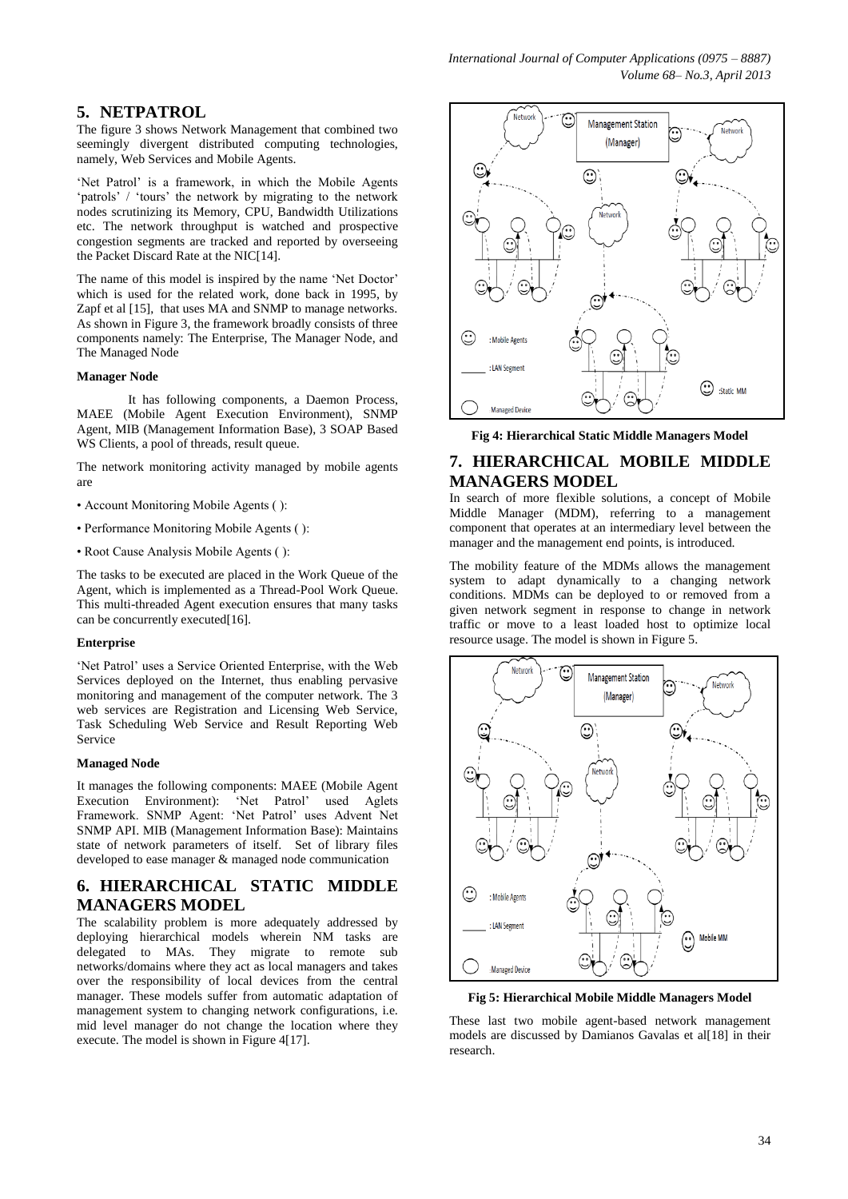## 5. NETPATROL

The figure 3 shows Network Management that combined two seemingly divergent distributed computing technologies, namely, Web Services and Mobile Agents.

'Net Patrol' is a framework, in which the Mobile Agents 'patrols' / 'tours' the network by migrating to the network nodes scrutinizing its Memory, CPU, Bandwidth Utilizations etc. The network throughput is watched and prospective congestion segments are tracked and reported by overseeing the Packet Discard Rate at the NIC[14].

The name of this model is inspired by the name 'Net Doctor' which is used for the related work, done back in 1995, by Zapf et al [15], that uses MA and SNMP to manage networks. As shown in Figure 3, the framework broadly consists of three components namely: The Enterprise, The Manager Node, and The Managed Node

**Manager Node**

It has following components, a Daemon Process, MAEE (Mobile Agent Execution Environment), SNMP Agent, MIB (Management Information Base), 3 SOAP Based WS Clients, a pool of threads, result queue.

The network monitoring activity managed by mobile agents are

- Account Monitoring Mobile Agents ( ):
- Performance Monitoring Mobile Agents ( ):
- Root Cause Analysis Mobile Agents ( ):

The tasks to be executed are placed in the Work Queue of the Agent, which is implemented as a Thread-Pool Work Queue. This multi-threaded Agent execution ensures that many tasks can be concurrently executed[16].

**Enterprise**

'Net Patrol' uses a Service Oriented Enterprise, with the Web Services deployed on the Internet, thus enabling pervasive monitoring and management of the computer network. The 3 web services are Registration and Licensing Web Service, Task Scheduling Web Service and Result Reporting Web Service

**Managed Node**

It manages the following components: MAEE (Mobile Agent Execution Environment): 'Net Patrol' used Aglets Framework. SNMP Agent: 'Net Patrol' uses Advent Net SNMP API. MIB (Management Information Base): Maintains state of network parameters of itself. Set of library files developed to ease manager & managed node communication

## 6. HIERARCHICAL STATIC MIDDLE MANAGERS MODEL

The scalability problem is more adequately addressed by deploying hierarchical models wherein NM tasks are delegated to MAs. They migrate to remote sub networks/domains where they act as local managers and takes over the responsibility of local devices from the central manager. These models suffer from automatic adaptation of management system to changing network configurations, i.e. mid level manager do not change the location where they execute. The model is shown in Figure 4[17].

**Fig 4: Hierarchical Static Middle Managers Model**

## 7. HIERARCHICAL MOBILE MIDDLE MANAGERS MODEL

In search of more flexible solutions, a concept of Mobile Middle Manager (MDM), referring to a management component that operates at an intermediary level between the manager and the management end points, is introduced.

The mobility feature of the MDMs allows the management system to adapt dynamically to a changing network conditions. MDMs can be deployed to or removed from a given network segment in response to change in network traffic or move to a least loaded host to optimize local resource usage. The model is shown in Figure 5.

**Fig 5: Hierarchical Mobile Middle Managers Model**

These last two mobile agent-based network management models are discussed by Damianos Gavalas et al[18] in their research.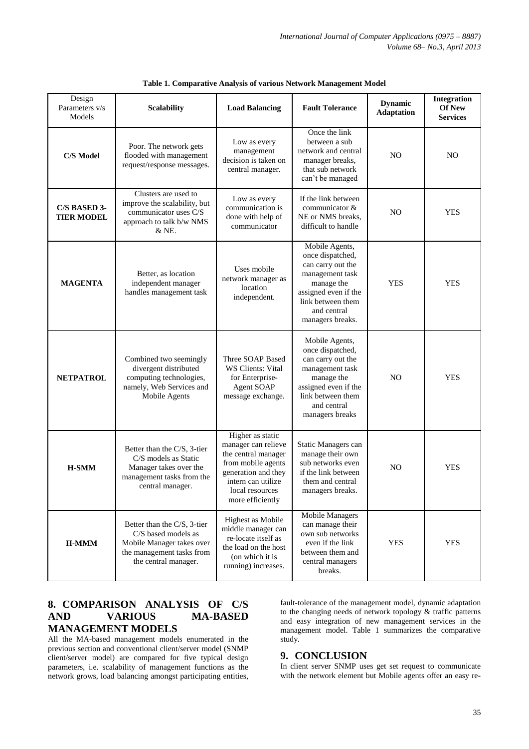**Table 1. Comparative Analysis of various Network Management Model**

| Design Parameters v/s Models | **Scalability** | **Load Balancing** | **Fault Tolerance** | **Dynamic Adaptation** | **Integration Of New Services** |
|---|---|---|---|---|---|
| **C/S Model** | Poor. The network gets flooded with management request/response messages. | Low as every management decision is taken on central manager. | Once the link between a sub network and central manager breaks, that sub network can't be managed | NO | NO |
| **C/S BASED 3-TIER MODEL** | Clusters are used to improve the scalability, but communicator uses C/S approach to talk b/w NMS & NE. | Low as every communication is done with help of communicator | If the link between communicator & NE or NMS breaks, difficult to handle | NO | YES |
| **MAGENTA** | Better, as location independent manager handles management task | Uses mobile network manager as location independent. | Mobile Agents, once dispatched, can carry out the management task manage the assigned even if the link between them and central managers breaks. | YES | YES |
| **NETPATROL** | Combined two seemingly divergent distributed computing technologies, namely, Web Services and Mobile Agents | Three SOAP Based WS Clients: Vital for Enterprise-Agent SOAP message exchange. | Mobile Agents, once dispatched, can carry out the management task manage the assigned even if the link between them and central managers breaks | NO | YES |
| **H-SMM** | Better than the C/S, 3-tier C/S models as Static Manager takes over the management tasks from the central manager. | Higher as static manager can relieve the central manager from mobile agents generation and they intern can utilize local resources more efficiently | Static Managers can manage their own sub networks even if the link between them and central managers breaks. | NO | YES |
| **H-MMM** | Better than the C/S, 3-tier C/S based models as Mobile Manager takes over the management tasks from the central manager. | Highest as Mobile middle manager can re-locate itself as the load on the host (on which it is running) increases. | Mobile Managers can manage their own sub networks even if the link between them and central managers breaks. | YES | YES |

## 8. COMPARISON ANALYSIS OF C/S AND VARIOUS MA-BASED MANAGEMENT MODELS

All the MA-based management models enumerated in the previous section and conventional client/server model (SNMP client/server model) are compared for five typical design parameters, i.e. scalability of management functions as the network grows, load balancing amongst participating entities, fault-tolerance of the management model, dynamic adaptation to the changing needs of network topology & traffic patterns and easy integration of new management services in the management model. Table 1 summarizes the comparative study.

## 9. CONCLUSION

In client server SNMP uses get set request to communicate with the network element but Mobile agents offer an easy re-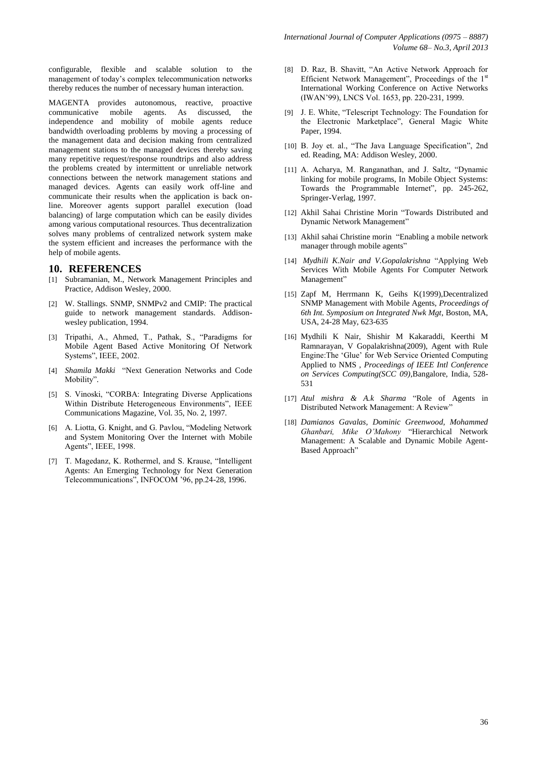configurable, flexible and scalable solution to the management of today's complex telecommunication networks thereby reduces the number of necessary human interaction.

MAGENTA provides autonomous, reactive, proactive communicative mobile agents. As discussed, the independence and mobility of mobile agents reduce bandwidth overloading problems by moving a processing of the management data and decision making from centralized management stations to the managed devices thereby saving many repetitive request/response roundtrips and also address the problems created by intermittent or unreliable network connections between the network management stations and managed devices. Agents can easily work off-line and communicate their results when the application is back on-line. Moreover agents support parallel execution (load balancing) of large computation which can be easily divides among various computational resources. Thus decentralization solves many problems of centralized network system make the system efficient and increases the performance with the help of mobile agents.

## 10. REFERENCES

[1] Subramanian, M., Network Management Principles and Practice, Addison Wesley, 2000.

[2] W. Stallings. SNMP, SNMPv2 and CMIP: The practical guide to network management standards. Addison-wesley publication, 1994.

[3] Tripathi, A., Ahmed, T., Pathak, S., "Paradigms for Mobile Agent Based Active Monitoring Of Network Systems", IEEE, 2002.

[4] *Shamila Makki* "Next Generation Networks and Code Mobility".

[5] S. Vinoski, "CORBA: Integrating Diverse Applications Within Distribute Heterogeneous Environments", IEEE Communications Magazine, Vol. 35, No. 2, 1997.

[6] A. Liotta, G. Knight, and G. Pavlou, "Modeling Network and System Monitoring Over the Internet with Mobile Agents", IEEE, 1998.

[7] T. Magedanz, K. Rothermel, and S. Krause, "Intelligent Agents: An Emerging Technology for Next Generation Telecommunications", INFOCOM '96, pp.24-28, 1996.

[8] D. Raz, B. Shavitt, "An Active Network Approach for Efficient Network Management", Proceedings of the 1st International Working Conference on Active Networks (IWAN'99), LNCS Vol. 1653, pp. 220-231, 1999.

[9] J. E. White, "Telescript Technology: The Foundation for the Electronic Marketplace", General Magic White Paper, 1994.

[10] B. Joy et. al., "The Java Language Specification", 2nd ed. Reading, MA: Addison Wesley, 2000.

[11] A. Acharya, M. Ranganathan, and J. Saltz, "Dynamic linking for mobile programs, In Mobile Object Systems: Towards the Programmable Internet", pp. 245-262, Springer-Verlag, 1997.

[12] Akhil Sahai Christine Morin "Towards Distributed and Dynamic Network Management"

[13] Akhil sahai Christine morin "Enabling a mobile network manager through mobile agents"

[14] *Mydhili K.Nair and V.Gopalakrishna* "Applying Web Services With Mobile Agents For Computer Network Management"

[15] Zapf M, Herrmann K, Geihs K(1999),Decentralized SNMP Management with Mobile Agents, *Proceedings of 6th Int. Symposium on Integrated Nwk Mgt*, Boston, MA, USA, 24-28 May, 623-635

[16] Mydhili K Nair, Shishir M Kakaraddi, Keerthi M Ramnarayan, V Gopalakrishna(2009), Agent with Rule Engine:The 'Glue' for Web Service Oriented Computing Applied to NMS , *Proceedings of IEEE Intl Conference on Services Computing(SCC 09)*,Bangalore, India, 528-531

[17] *Atul mishra & A.k Sharma* "Role of Agents in Distributed Network Management: A Review"

[18] *Damianos Gavalas, Dominic Greenwood, Mohammed Ghanbari, Mike O'Mahony* "Hierarchical Network Management: A Scalable and Dynamic Mobile Agent-Based Approach"